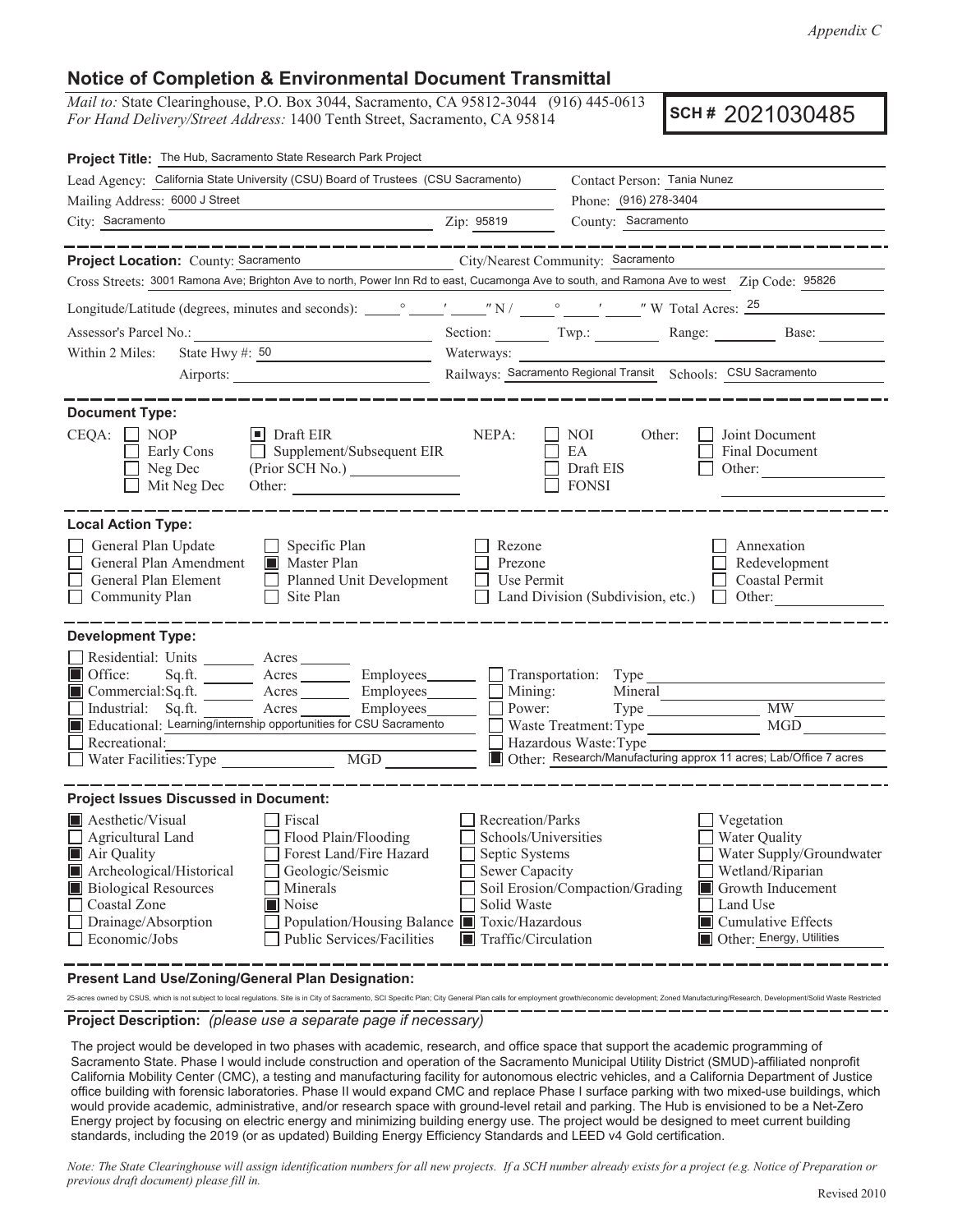*Appendix C*

# Notice of Completion & Environmental Document Transmittal

*Mail to:* State Clearinghouse, P.O. Box 3044, Sacramento, CA 95812-3044 (916) 445-0613
*For Hand Delivery/Street Address:* 1400 Tenth Street, Sacramento, CA 95814

**SCH # 2021030485**

**Project Title:** The Hub, Sacramento State Research Park Project

Lead Agency: California State University (CSU) Board of Trustees (CSU Sacramento) | Contact Person: Tania Nunez

Mailing Address: 6000 J Street | Phone: (916) 278-3404

City: Sacramento | Zip: 95819 | County: Sacramento

---

**Project Location:** County: Sacramento | City/Nearest Community: Sacramento

Cross Streets: 3001 Ramona Ave; Brighton Ave to north, Power Inn Rd to east, Cucamonga Ave to south, and Ramona Ave to west | Zip Code: 95826

Longitude/Latitude (degrees, minutes and seconds): \_\_\_° \_\_\_′ \_\_\_″ N / \_\_\_° \_\_\_′ \_\_\_″ W | Total Acres: 25

Assessor's Parcel No.: | Section: | Twp.: | Range: | Base:

Within 2 Miles: State Hwy #: 50 | Waterways:

Airports: | Railways: Sacramento Regional Transit | Schools: CSU Sacramento

---

**Document Type:**

CEQA: ☐ NOP ☐ Early Cons ☐ Neg Dec ☐ Mit Neg Dec ☒ Draft EIR ☐ Supplement/Subsequent EIR (Prior SCH No.) Other:

NEPA: ☐ NOI ☐ EA ☐ Draft EIS ☐ FONSI

Other: ☐ Joint Document ☐ Final Document ☐ Other:

---

**Local Action Type:**

☐ General Plan Update ☐ General Plan Amendment ☐ General Plan Element ☐ Community Plan ☐ Specific Plan ☒ Master Plan ☐ Planned Unit Development ☐ Site Plan ☐ Rezone ☐ Prezone ☐ Use Permit ☐ Land Division (Subdivision, etc.) ☐ Annexation ☐ Redevelopment ☐ Coastal Permit ☐ Other:

---

**Development Type:**

- ☐ Residential: Units \_\_\_ Acres \_\_\_
- ☒ Office: Sq.ft. \_\_\_ Acres \_\_\_ Employees \_\_\_
- ☒ Commercial: Sq.ft. \_\_\_ Acres \_\_\_ Employees \_\_\_
- ☐ Industrial: Sq.ft. \_\_\_ Acres \_\_\_ Employees \_\_\_
- ☒ Educational: Learning/internship opportunities for CSU Sacramento
- ☐ Recreational:
- ☐ Water Facilities: Type \_\_\_ MGD \_\_\_
- ☐ Transportation: Type
- ☐ Mining: Mineral
- ☐ Power: Type \_\_\_ MW
- ☐ Waste Treatment: Type \_\_\_ MGD
- ☐ Hazardous Waste: Type
- ☒ Other: Research/Manufacturing approx 11 acres; Lab/Office 7 acres

---

**Project Issues Discussed in Document:**

- ☒ Aesthetic/Visual
- ☐ Agricultural Land
- ☒ Air Quality
- ☒ Archeological/Historical
- ☒ Biological Resources
- ☐ Coastal Zone
- ☐ Drainage/Absorption
- ☐ Economic/Jobs
- ☐ Fiscal
- ☐ Flood Plain/Flooding
- ☐ Forest Land/Fire Hazard
- ☐ Geologic/Seismic
- ☐ Minerals
- ☒ Noise
- ☐ Population/Housing Balance
- ☐ Public Services/Facilities
- ☐ Recreation/Parks
- ☐ Schools/Universities
- ☐ Septic Systems
- ☐ Sewer Capacity
- ☐ Soil Erosion/Compaction/Grading
- ☐ Solid Waste
- ☒ Toxic/Hazardous
- ☒ Traffic/Circulation
- ☐ Vegetation
- ☐ Water Quality
- ☐ Water Supply/Groundwater
- ☐ Wetland/Riparian
- ☒ Growth Inducement
- ☐ Land Use
- ☒ Cumulative Effects
- ☒ Other: Energy, Utilities

---

**Present Land Use/Zoning/General Plan Designation:**

25-acres owned by CSUS, which is not subject to local regulations. Site is in City of Sacramento, SCI Specific Plan; City General Plan calls for employment growth/economic development; Zoned Manufacturing/Research, Development/Solid Waste Restricted

---

**Project Description:** *(please use a separate page if necessary)*

The project would be developed in two phases with academic, research, and office space that support the academic programming of Sacramento State. Phase I would include construction and operation of the Sacramento Municipal Utility District (SMUD)-affiliated nonprofit California Mobility Center (CMC), a testing and manufacturing facility for autonomous electric vehicles, and a California Department of Justice office building with forensic laboratories. Phase II would expand CMC and replace Phase I surface parking with two mixed-use buildings, which would provide academic, administrative, and/or research space with ground-level retail and parking. The Hub is envisioned to be a Net-Zero Energy project by focusing on electric energy and minimizing building energy use. The project would be designed to meet current building standards, including the 2019 (or as updated) Building Energy Efficiency Standards and LEED v4 Gold certification.

*Note: The State Clearinghouse will assign identification numbers for all new projects. If a SCH number already exists for a project (e.g. Notice of Preparation or previous draft document) please fill in.*

Revised 2010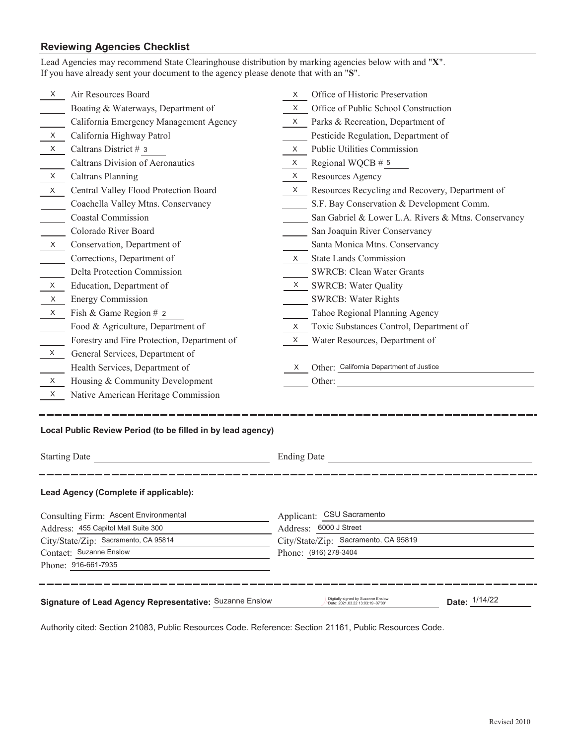## Reviewing Agencies Checklist

Lead Agencies may recommend State Clearinghouse distribution by marking agencies below with and "**X**".
If you have already sent your document to the agency please denote that with an "**S**".

| | | | |
|---|---|---|---|
| X | Air Resources Board | X | Office of Historic Preservation |
| | Boating & Waterways, Department of | X | Office of Public School Construction |
| | California Emergency Management Agency | X | Parks & Recreation, Department of |
| X | California Highway Patrol | | Pesticide Regulation, Department of |
| X | Caltrans District # 3 | X | Public Utilities Commission |
| | Caltrans Division of Aeronautics | X | Regional WQCB # 5 |
| X | Caltrans Planning | X | Resources Agency |
| X | Central Valley Flood Protection Board | X | Resources Recycling and Recovery, Department of |
| | Coachella Valley Mtns. Conservancy | | S.F. Bay Conservation & Development Comm. |
| | Coastal Commission | | San Gabriel & Lower L.A. Rivers & Mtns. Conservancy |
| | Colorado River Board | | San Joaquin River Conservancy |
| X | Conservation, Department of | | Santa Monica Mtns. Conservancy |
| | Corrections, Department of | X | State Lands Commission |
| | Delta Protection Commission | | SWRCB: Clean Water Grants |
| X | Education, Department of | X | SWRCB: Water Quality |
| X | Energy Commission | | SWRCB: Water Rights |
| X | Fish & Game Region # 2 | | Tahoe Regional Planning Agency |
| | Food & Agriculture, Department of | X | Toxic Substances Control, Department of |
| | Forestry and Fire Protection, Department of | X | Water Resources, Department of |
| X | General Services, Department of | | |
| | Health Services, Department of | X | Other: California Department of Justice |
| X | Housing & Community Development | | Other: |
| X | Native American Heritage Commission | | |

---

**Local Public Review Period (to be filled in by lead agency)**

Starting Date ______________________ Ending Date ______________________

---

**Lead Agency (Complete if applicable):**

Consulting Firm: Ascent Environmental
Address: 455 Capitol Mall Suite 300
City/State/Zip: Sacramento, CA 95814
Contact: Suzanne Enslow
Phone: 916-661-7935

Applicant: CSU Sacramento
Address: 6000 J Street
City/State/Zip: Sacramento, CA 95819
Phone: (916) 278-3404

---

**Signature of Lead Agency Representative:** Suzanne Enslow Digitally signed by Suzanne Enslow Date: 2021.03.22 13:03:19 -07'00' **Date:** 1/14/22

Authority cited: Section 21083, Public Resources Code. Reference: Section 21161, Public Resources Code.

Revised 2010